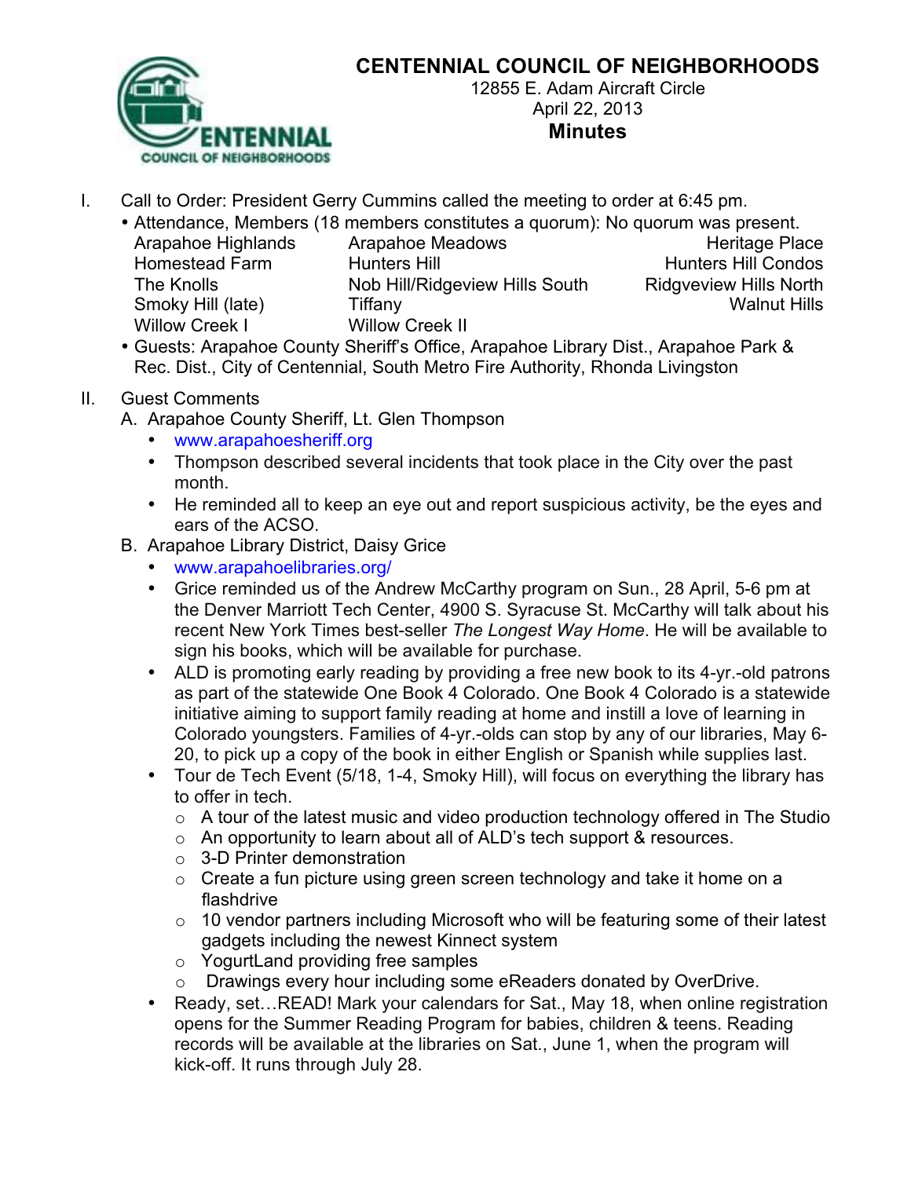# CENTENNIAL COUNCIL OF NEIGHBORHOODS

12855 E. Adam Aircraft Circle
April 22, 2013

## Minutes

I. Call to Order: President Gerry Cummins called the meeting to order at 6:45 pm.

- Attendance, Members (18 members constitutes a quorum): No quorum was present.

| | | |
|---|---|---|
| Arapahoe Highlands | Arapahoe Meadows | Heritage Place |
| Homestead Farm | Hunters Hill | Hunters Hill Condos |
| The Knolls | Nob Hill/Ridgeview Hills South | Ridgview Hills North |
| Smoky Hill (late) | Tiffany | Walnut Hills |
| Willow Creek I | Willow Creek II | |

- Guests: Arapahoe County Sheriff's Office, Arapahoe Library Dist., Arapahoe Park & Rec. Dist., City of Centennial, South Metro Fire Authority, Rhonda Livingston

II. Guest Comments

A. Arapahoe County Sheriff, Lt. Glen Thompson

- www.arapahoesheriff.org
- Thompson described several incidents that took place in the City over the past month.
- He reminded all to keep an eye out and report suspicious activity, be the eyes and ears of the ACSO.

B. Arapahoe Library District, Daisy Grice

- www.arapahoelibraries.org/
- Grice reminded us of the Andrew McCarthy program on Sun., 28 April, 5-6 pm at the Denver Marriott Tech Center, 4900 S. Syracuse St. McCarthy will talk about his recent New York Times best-seller *The Longest Way Home*. He will be available to sign his books, which will be available for purchase.
- ALD is promoting early reading by providing a free new book to its 4-yr.-old patrons as part of the statewide One Book 4 Colorado. One Book 4 Colorado is a statewide initiative aiming to support family reading at home and instill a love of learning in Colorado youngsters. Families of 4-yr.-olds can stop by any of our libraries, May 6-20, to pick up a copy of the book in either English or Spanish while supplies last.
- Tour de Tech Event (5/18, 1-4, Smoky Hill), will focus on everything the library has to offer in tech.
  - A tour of the latest music and video production technology offered in The Studio
  - An opportunity to learn about all of ALD's tech support & resources.
  - 3-D Printer demonstration
  - Create a fun picture using green screen technology and take it home on a flashdrive
  - 10 vendor partners including Microsoft who will be featuring some of their latest gadgets including the newest Kinnect system
  - YogurtLand providing free samples
  - Drawings every hour including some eReaders donated by OverDrive.
- Ready, set…READ! Mark your calendars for Sat., May 18, when online registration opens for the Summer Reading Program for babies, children & teens. Reading records will be available at the libraries on Sat., June 1, when the program will kick-off. It runs through July 28.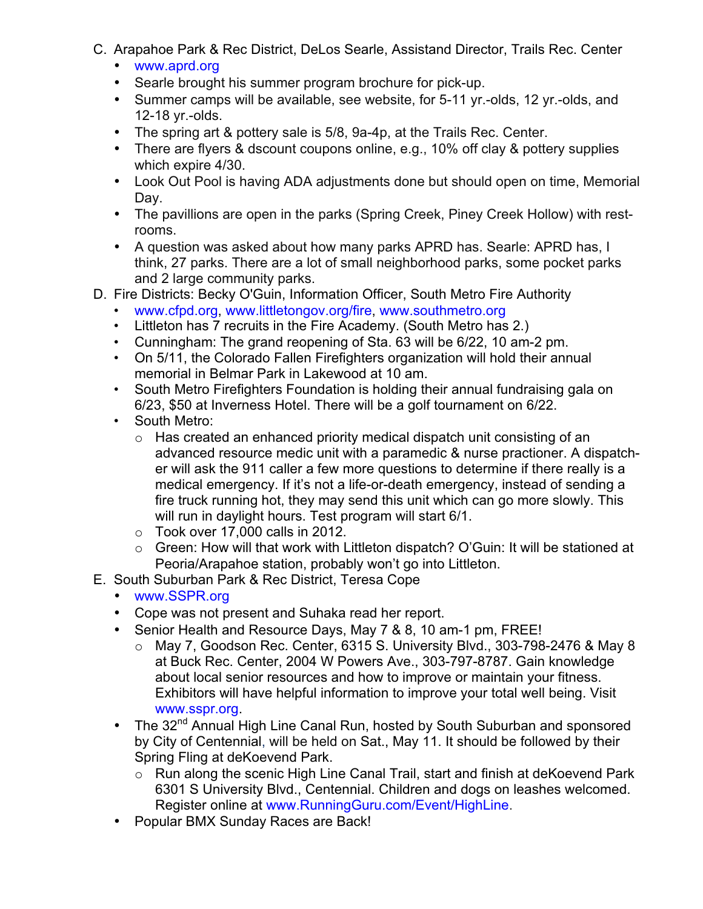C. Arapahoe Park & Rec District, DeLos Searle, Assistand Director, Trails Rec. Center
   - www.aprd.org
   - Searle brought his summer program brochure for pick-up.
   - Summer camps will be available, see website, for 5-11 yr.-olds, 12 yr.-olds, and 12-18 yr.-olds.
   - The spring art & pottery sale is 5/8, 9a-4p, at the Trails Rec. Center.
   - There are flyers & dscount coupons online, e.g., 10% off clay & pottery supplies which expire 4/30.
   - Look Out Pool is having ADA adjustments done but should open on time, Memorial Day.
   - The pavillions are open in the parks (Spring Creek, Piney Creek Hollow) with rest-rooms.
   - A question was asked about how many parks APRD has. Searle: APRD has, I think, 27 parks. There are a lot of small neighborhood parks, some pocket parks and 2 large community parks.

D. Fire Districts: Becky O'Guin, Information Officer, South Metro Fire Authority
   - www.cfpd.org, www.littletongov.org/fire, www.southmetro.org
   - Littleton has 7 recruits in the Fire Academy. (South Metro has 2.)
   - Cunningham: The grand reopening of Sta. 63 will be 6/22, 10 am-2 pm.
   - On 5/11, the Colorado Fallen Firefighters organization will hold their annual memorial in Belmar Park in Lakewood at 10 am.
   - South Metro Firefighters Foundation is holding their annual fundraising gala on 6/23, $50 at Inverness Hotel. There will be a golf tournament on 6/22.
   - South Metro:
     - Has created an enhanced priority medical dispatch unit consisting of an advanced resource medic unit with a paramedic & nurse practioner. A dispatch-er will ask the 911 caller a few more questions to determine if there really is a medical emergency. If it's not a life-or-death emergency, instead of sending a fire truck running hot, they may send this unit which can go more slowly. This will run in daylight hours. Test program will start 6/1.
     - Took over 17,000 calls in 2012.
     - Green: How will that work with Littleton dispatch? O'Guin: It will be stationed at Peoria/Arapahoe station, probably won't go into Littleton.

E. South Suburban Park & Rec District, Teresa Cope
   - www.SSPR.org
   - Cope was not present and Suhaka read her report.
   - Senior Health and Resource Days, May 7 & 8, 10 am-1 pm, FREE!
     - May 7, Goodson Rec. Center, 6315 S. University Blvd., 303-798-2476 & May 8 at Buck Rec. Center, 2004 W Powers Ave., 303-797-8787. Gain knowledge about local senior resources and how to improve or maintain your fitness. Exhibitors will have helpful information to improve your total well being. Visit www.sspr.org.
   - The 32nd Annual High Line Canal Run, hosted by South Suburban and sponsored by City of Centennial, will be held on Sat., May 11. It should be followed by their Spring Fling at deKoevend Park.
     - Run along the scenic High Line Canal Trail, start and finish at deKoevend Park 6301 S University Blvd., Centennial. Children and dogs on leashes welcomed. Register online at www.RunningGuru.com/Event/HighLine.
   - Popular BMX Sunday Races are Back!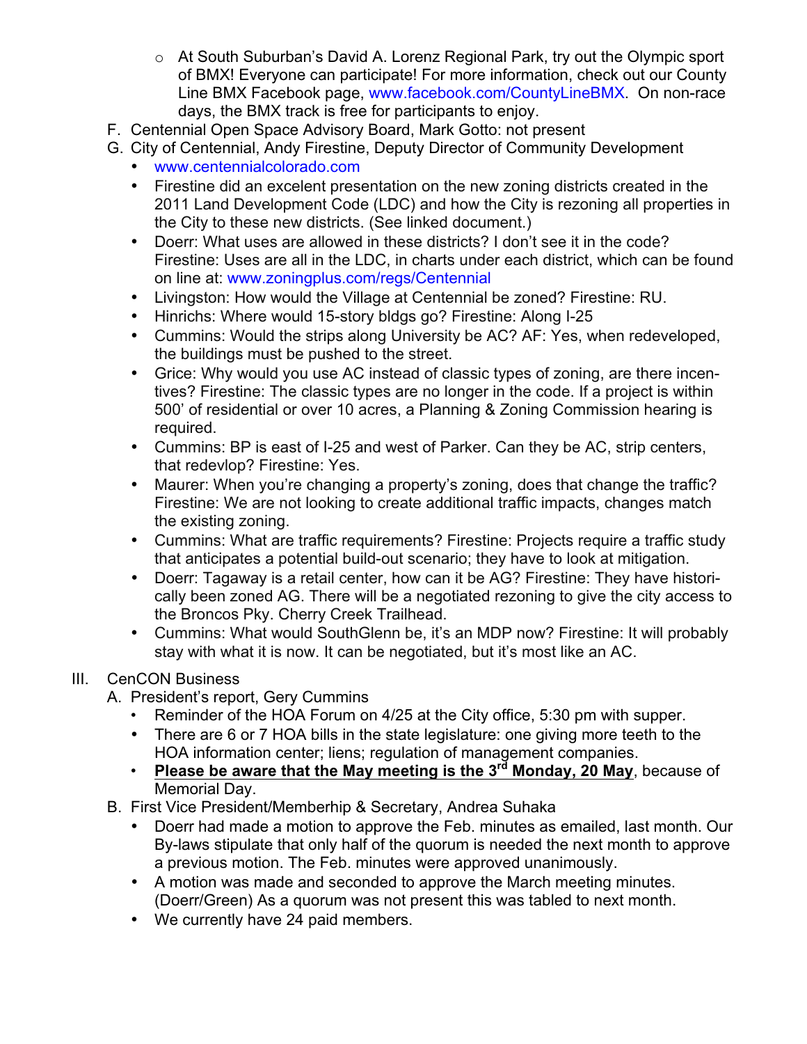- At South Suburban's David A. Lorenz Regional Park, try out the Olympic sport of BMX! Everyone can participate! For more information, check out our County Line BMX Facebook page, www.facebook.com/CountyLineBMX. On non-race days, the BMX track is free for participants to enjoy.

F. Centennial Open Space Advisory Board, Mark Gotto: not present

G. City of Centennial, Andy Firestine, Deputy Director of Community Development

- www.centennialcolorado.com
- Firestine did an excelent presentation on the new zoning districts created in the 2011 Land Development Code (LDC) and how the City is rezoning all properties in the City to these new districts. (See linked document.)
- Doerr: What uses are allowed in these districts? I don't see it in the code? Firestine: Uses are all in the LDC, in charts under each district, which can be found on line at: www.zoningplus.com/regs/Centennial
- Livingston: How would the Village at Centennial be zoned? Firestine: RU.
- Hinrichs: Where would 15-story bldgs go? Firestine: Along I-25
- Cummins: Would the strips along University be AC? AF: Yes, when redeveloped, the buildings must be pushed to the street.
- Grice: Why would you use AC instead of classic types of zoning, are there incentives? Firestine: The classic types are no longer in the code. If a project is within 500' of residential or over 10 acres, a Planning & Zoning Commission hearing is required.
- Cummins: BP is east of I-25 and west of Parker. Can they be AC, strip centers, that redevlop? Firestine: Yes.
- Maurer: When you're changing a property's zoning, does that change the traffic? Firestine: We are not looking to create additional traffic impacts, changes match the existing zoning.
- Cummins: What are traffic requirements? Firestine: Projects require a traffic study that anticipates a potential build-out scenario; they have to look at mitigation.
- Doerr: Tagaway is a retail center, how can it be AG? Firestine: They have historically been zoned AG. There will be a negotiated rezoning to give the city access to the Broncos Pky. Cherry Creek Trailhead.
- Cummins: What would SouthGlenn be, it's an MDP now? Firestine: It will probably stay with what it is now. It can be negotiated, but it's most like an AC.

III. CenCON Business

A. President's report, Gery Cummins

- Reminder of the HOA Forum on 4/25 at the City office, 5:30 pm with supper.
- There are 6 or 7 HOA bills in the state legislature: one giving more teeth to the HOA information center; liens; regulation of management companies.
- **Please be aware that the May meeting is the 3rd Monday, 20 May**, because of Memorial Day.

B. First Vice President/Memberhip & Secretary, Andrea Suhaka

- Doerr had made a motion to approve the Feb. minutes as emailed, last month. Our By-laws stipulate that only half of the quorum is needed the next month to approve a previous motion. The Feb. minutes were approved unanimously.
- A motion was made and seconded to approve the March meeting minutes. (Doerr/Green) As a quorum was not present this was tabled to next month.
- We currently have 24 paid members.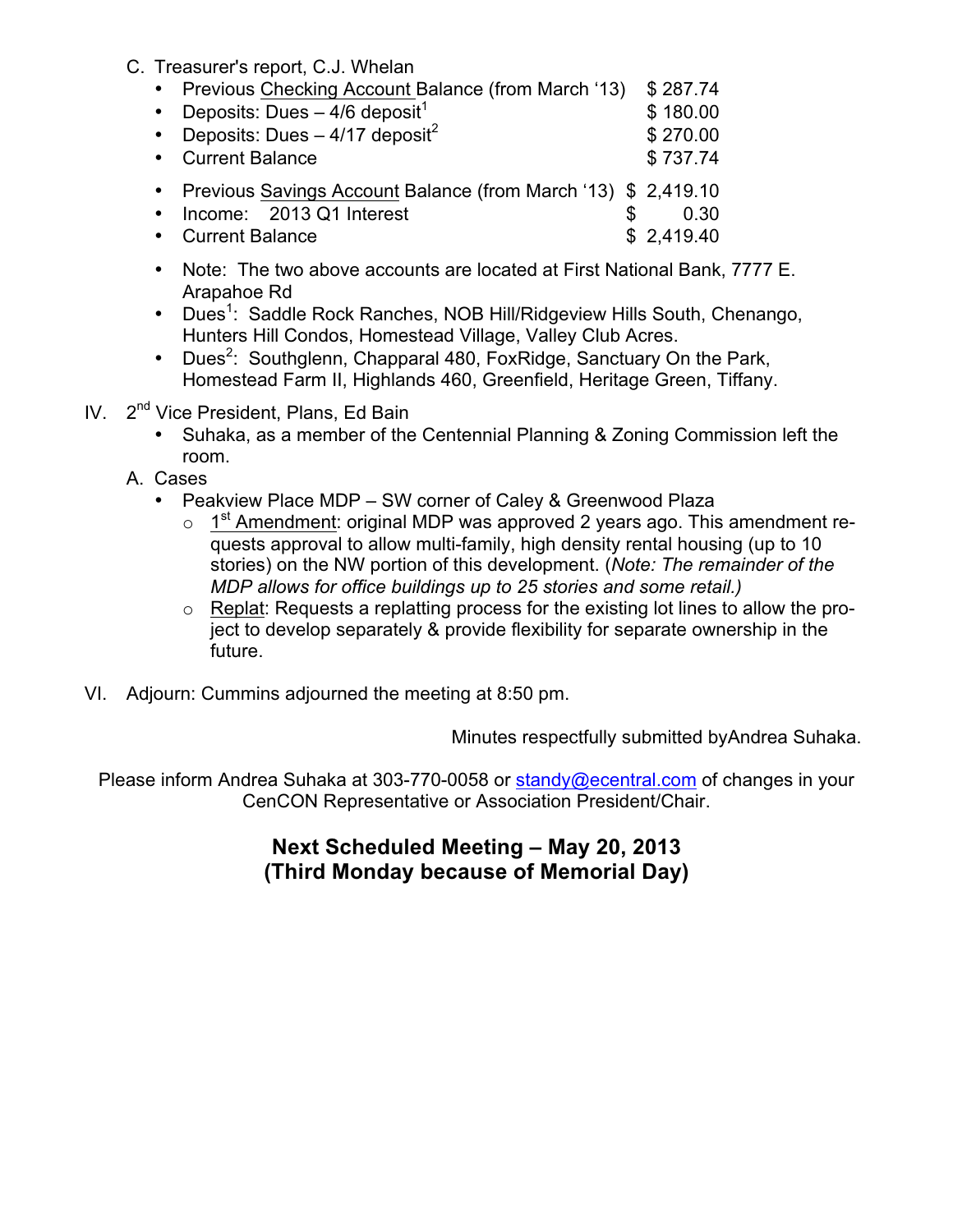C. Treasurer's report, C.J. Whelan

- Previous Checking Account Balance (from March '13) $ 287.74
- Deposits: Dues – 4/6 deposit[1] $ 180.00
- Deposits: Dues – 4/17 deposit[2] $ 270.00
- Current Balance $ 737.74

- Previous Savings Account Balance (from March '13) $ 2,419.10
- Income: 2013 Q1 Interest $ 0.30
- Current Balance $ 2,419.40

- Note: The two above accounts are located at First National Bank, 7777 E. Arapahoe Rd
- Dues[1]: Saddle Rock Ranches, NOB Hill/Ridgeview Hills South, Chenango, Hunters Hill Condos, Homestead Village, Valley Club Acres.
- Dues[2]: Southglenn, Chapparal 480, FoxRidge, Sanctuary On the Park, Homestead Farm II, Highlands 460, Greenfield, Heritage Green, Tiffany.

IV. 2nd Vice President, Plans, Ed Bain

- Suhaka, as a member of the Centennial Planning & Zoning Commission left the room.

A. Cases

- Peakview Place MDP – SW corner of Caley & Greenwood Plaza
  - 1st Amendment: original MDP was approved 2 years ago. This amendment requests approval to allow multi-family, high density rental housing (up to 10 stories) on the NW portion of this development. (*Note: The remainder of the MDP allows for office buildings up to 25 stories and some retail.)*
  - Replat: Requests a replatting process for the existing lot lines to allow the project to develop separately & provide flexibility for separate ownership in the future.

VI. Adjourn: Cummins adjourned the meeting at 8:50 pm.

Minutes respectfully submitted byAndrea Suhaka.

Please inform Andrea Suhaka at 303-770-0058 or standy@ecentral.com of changes in your CenCON Representative or Association President/Chair.

**Next Scheduled Meeting – May 20, 2013**
**(Third Monday because of Memorial Day)**